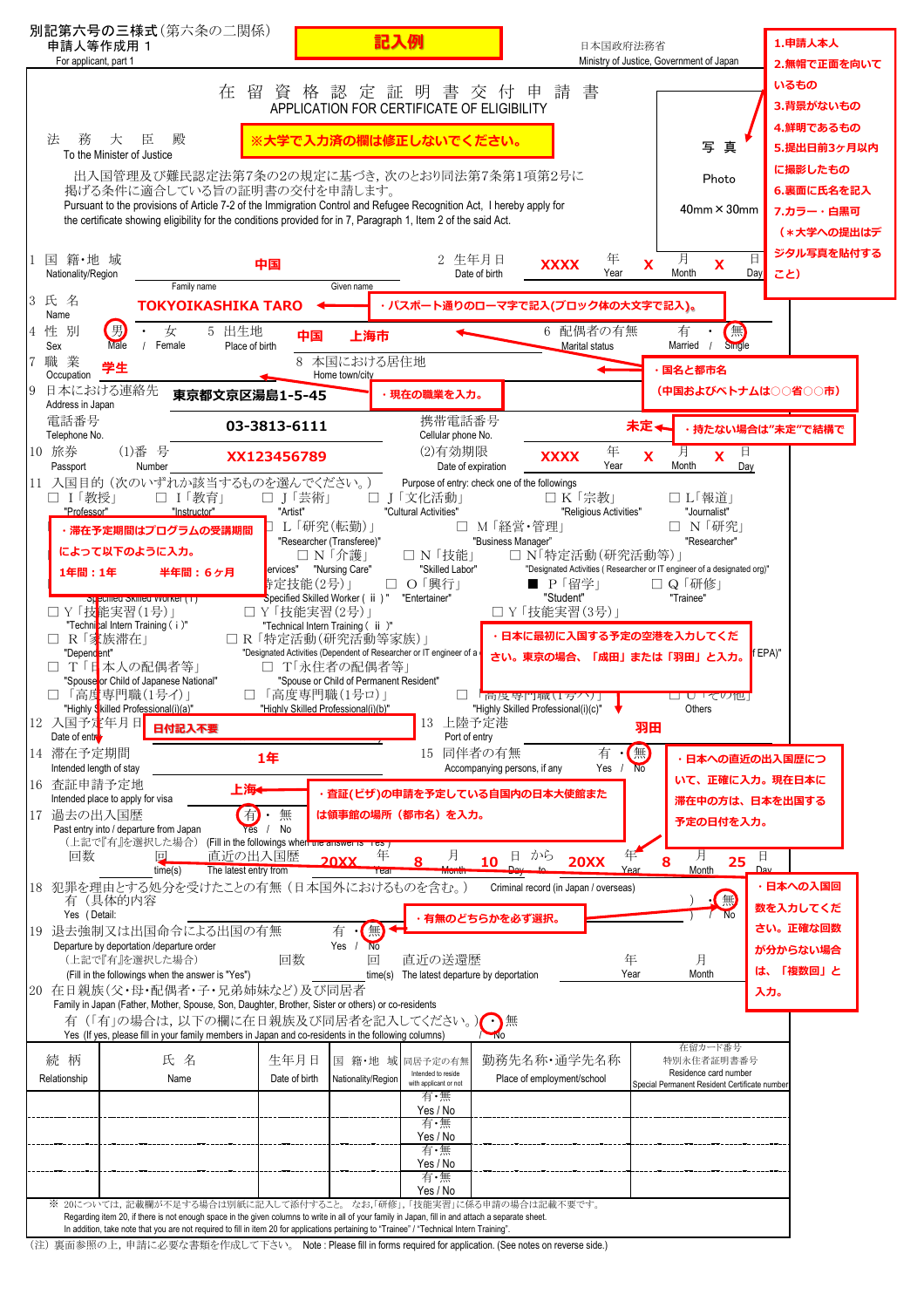別記第六号の三様式（第六条の二関係）
申請人等作成用 1
For applicant, part 1

**記入例**

日本国政府法務省
Ministry of Justice, Government of Japan

# 在留資格認定証明書交付申請書
# APPLICATION FOR CERTIFICATE OF ELIGIBILITY

法務大臣　殿
To the Minister of Justice

**※大学で入力済の欄は修正しないでください。**

出入国管理及び難民認定法第7条の2の規定に基づき，次のとおり同法第7条第1項第2号に掲げる条件に適合している旨の証明書の交付を申請します。
Pursuant to the provisions of Article 7-2 of the Immigration Control and Refugee Recognition Act, I hereby apply for the certificate showing eligibility for the conditions provided for in 7, Paragraph 1, Item 2 of the said Act.

写真 Photo 40mm × 30mm

**1.申請人本人**
**2.無帽で正面を向いているもの**
**3.背景がないもの**
**4.鮮明であるもの**
**5.提出日前3ヶ月以内に撮影したもの**
**6.裏面に氏名を記入**
**7.カラー・白黒可**
**（＊大学への提出はデジタル写真を貼付すること）**

1 国籍・地域 Nationality/Region: **中国**
2 生年月日 Date of birth: **XXXX** 年 Year **X** 月 Month **X** 日 Day

3 氏名 Name: Family name / Given name **TOKYOIKASHIKA TARO**
**・パスポート通りのローマ字で記入(ブロック体の大文字で記入)。**

4 性別 Sex: 男 Male（○）・ 女 / Female
5 出生地 Place of birth: **中国　上海市**
6 配偶者の有無 Marital status: 有 Married / 無 Single（○）

7 職業 Occupation: **学生**
8 本国における居住地 Home town/city
**・国名と都市名（中国およびベトナムは○○省○○市）**

**・現在の職業を入力。**

9 日本における連絡先 Address in Japan: **東京都文京区湯島1-5-45**
電話番号 Telephone No.: **03-3813-6111**
携帯電話番号 Cellular phone No.: **未定**
**・持たない場合は"未定"で結構です**

10 旅券 Passport (1)番号 Number: **XX123456789**
(2)有効期限 Date of expiration: **XXXX** 年 Year **X** 月 Month **X** 日 Day

11 入国目的（次のいずれか該当するものを選んでください。）Purpose of entry: check one of the followings
□ I「教授」"Professor"　□ I「教育」"Instructor"　□ J「芸術」"Artist"　□ J「文化活動」"Cultural Activities"　□ K「宗教」"Religious Activities"　□ L「報道」"Journalist"
□ L「研究(転勤)」"Researcher (Transferee)"　□ M「経営・管理」"Business Manager"　□ N「研究」"Researcher"
□ N「介護」"Nursing Care"　□ N「技能」"Skilled Labor"　□ N「特定活動(研究活動等)」"Designated Activities ( Researcher or IT engineer of a designated org)"
「特定技能(2号)」"Specified Skilled Worker ( ii )"　□ O「興行」"Entertainer"　■ P「留学」"Student"　□ Q「研修」"Trainee"
「特定技能(1号)」"Specified Skilled Worker (i)"
□ Y「技能実習(1号)」"Technical Intern Training ( i )"　□ Y「技能実習(2号)」"Technical Intern Training ( ii )"　□ Y「技能実習(3号)」
□ R「家族滞在」"Dependent"　□ R「特定活動(研究活動等家族)」"Designated Activities (Dependent of Researcher or IT engineer of a ...EPA)"
□ T「日本人の配偶者等」"Spouse or Child of Japanese National"　□ T「永住者の配偶者等」"Spouse or Child of Permanent Resident"
□「高度専門職(1号イ)」"Highly Skilled Professional(i)(a)"　□「高度専門職(1号ロ)」"Highly Skilled Professional(i)(b)"　□「高度専門職(1号ハ)」"Highly Skilled Professional(i)(c)"　□ U「その他」Others

**・滞在予定期間はプログラムの受講期間によって以下のように入力。**
**1年間：1年　　半年間：6ヶ月**

**・日本に最初に入国する予定の空港を入力してください。東京の場合、「成田」または「羽田」と入力。**

12 入国予定年月日 Date of entry: **日付記入不要**
13 上陸予定港 Port of entry: **羽田**

14 滞在予定期間 Intended length of stay: **1年**
15 同伴者の有無 Accompanying persons, if any: 有 Yes / 無 No（○）

16 査証申請予定地 Intended place to apply for visa: **上海**
**・査証(ビザ)の申請を予定している自国内の日本大使館または領事館の場所（都市名）を入力。**

17 過去の出入国歴 Past entry into / departure from Japan: 有 Yes（○）・ 無 No
（上記で『有』を選択した場合）(Fill in the followings when the answer is "Yes")
回数 　回 time(s)　直近の出入国歴 The latest entry from **20XX** 年 Year **8** 月 Month **10** 日 Day から to **20XX** 年 Year **8** 月 Month **25** 日 Day

**・日本への直近の出入国歴について、正確に入力。現在日本に滞在中の方は、日本を出国する予定の日付を入力。**

**・日本への入国回数を入力してください。正確な回数が分からない場合は、「複数回」と入力。**

18 犯罪を理由とする処分を受けたことの有無（日本国外におけるものを含む。）Criminal record (in Japan / overseas)
有（具体的内容　　　　）Yes ( Detail:　　　) / 無 No（○）

**・有無のどちらかを必ず選択。**

19 退去強制又は出国命令による出国の有無 Departure by deportation /departure order: 有 Yes / 無 No（○）
（上記で『有』を選択した場合）(Fill in the followings when the answer is "Yes")
回数　　回 time(s)　直近の送還歴 The latest departure by deportation　　年 Year　　月 Month

20 在日親族（父・母・配偶者・子・兄弟姉妹など）及び同居者 Family in Japan (Father, Mother, Spouse, Son, Daughter, Brother, Sister or others) or co-residents
有（「有」の場合は，以下の欄に在日親族及び同居者を記入してください。）・ 無（○）
Yes (If yes, please fill in your family members in Japan and co-residents in the following columns) / No

| 続柄 Relationship | 氏名 Name | 生年月日 Date of birth | 国籍・地域 Nationality/Region | 同居予定の有無 Intended to reside with applicant or not | 勤務先名称・通学先名称 Place of employment/school | 在留カード番号 特別永住者証明書番号 Residence card number Special Permanent Resident Certificate number |
|---|---|---|---|---|---|---|
| | | | | 有・無 Yes / No | | |
| | | | | 有・無 Yes / No | | |
| | | | | 有・無 Yes / No | | |
| | | | | 有・無 Yes / No | | |

※ 20については，記載欄が不足する場合は別紙に記入して添付すること。 なお，「研修」，「技能実習」に係る申請の場合は記載不要です。
Regarding item 20, if there is not enough space in the given columns to write in all of your family in Japan, fill in and attach a separate sheet.
In addition, take note that you are not required to fill in item 20 for applications pertaining to "Trainee" / "Technical Intern Training".

（注）裏面参照の上，申請に必要な書類を作成して下さい。 Note : Please fill in forms required for application. (See notes on reverse side.)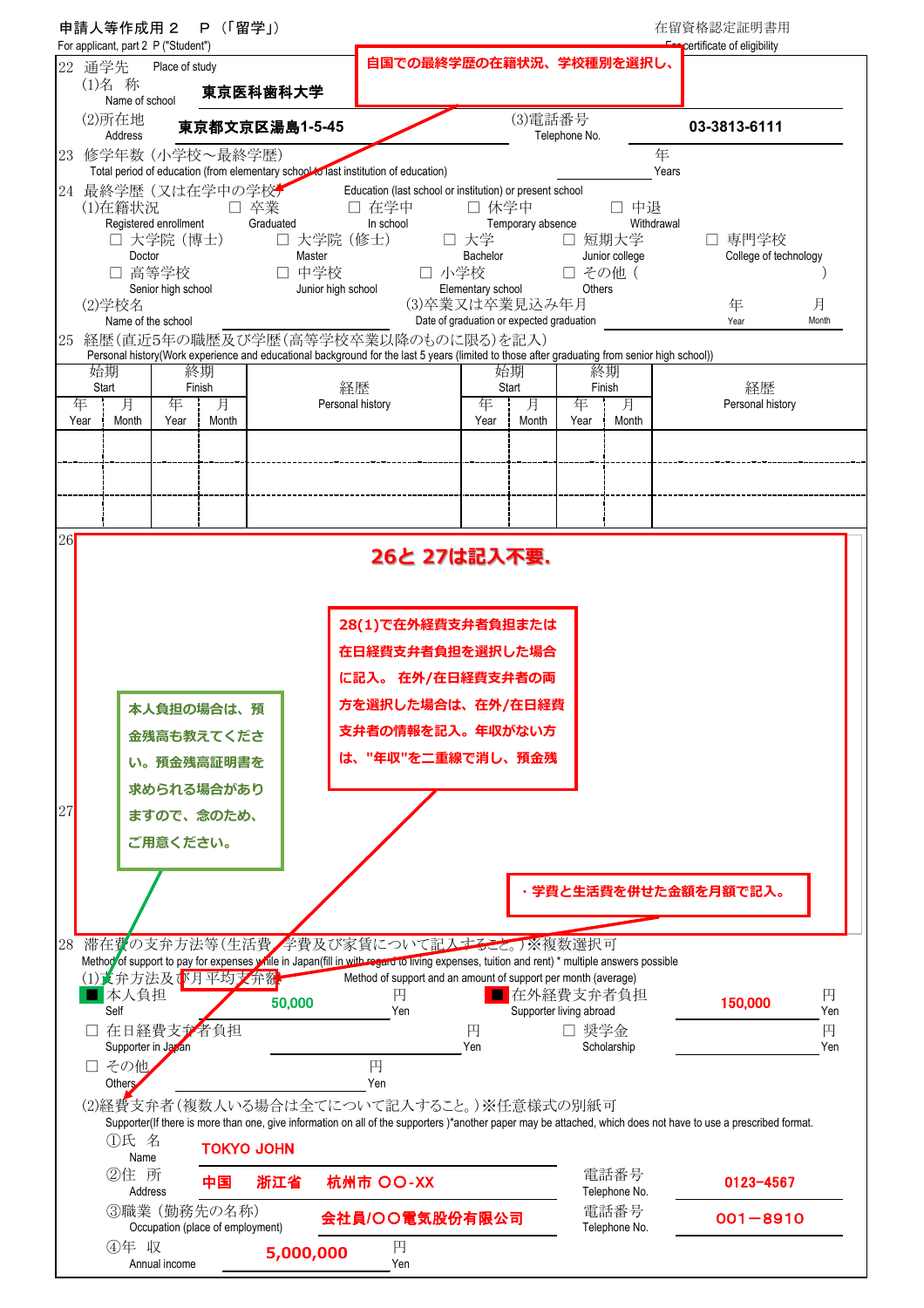申請人等作成用２　Ｐ（「留学」）
For applicant, part 2 P ("Student")

在留資格認定証明書用
For certificate of eligibility

自国での最終学歴の在籍状況、学校種別を選択し、

22 通学先 Place of study

(1)名　称 Name of school　**東京医科歯科大学**

(2)所在地 Address　**東京都文京区湯島1-5-45**

(3)電話番号 Telephone No.　**03-3813-6111**

23 修学年数（小学校～最終学歴） Total period of education (from elementary school to last institution of education)　年 Years

24 最終学歴（又は在学中の学校） Education (last school or institution) or present school

(1)在籍状況 Registered enrollment
☐ 卒業 Graduated　☐ 在学中 In school　☐ 休学中 Temporary absence　☐ 中退 Withdrawal

☐ 大学院（博士） Doctor　☐ 大学院（修士） Master　☐ 大学 Bachelor　☐ 短期大学 Junior college　☐ 専門学校 College of technology
☐ 高等学校 Senior high school　☐ 中学校 Junior high school　☐ 小学校 Elementary school　☐ その他（　　　） Others

(2)学校名 Name of the school

(3)卒業又は卒業見込み年月 Date of graduation or expected graduation　年 Year　月 Month

25 経歴（直近5年の職歴及び学歴（高等学校卒業以降のものに限る）を記入）
Personal history(Work experience and educational background for the last 5 years (limited to those after graduating from senior high school))

| 始期 Start | | 終期 Finish | | 経歴 Personal history | 始期 Start | | 終期 Finish | | 経歴 Personal history |
|---|---|---|---|---|---|---|---|---|---|
| 年 Year | 月 Month | 年 Year | 月 Month | | 年 Year | 月 Month | 年 Year | 月 Month | |
| | | | | | | | | | |
| | | | | | | | | | |
| | | | | | | | | | |

26

**26と 27は記入不要.**

**28(1)で在外経費支弁者負担または在日経費支弁者負担を選択した場合に記入。 在外/在日経費支弁者の両方を選択した場合は、在外/在日経費支弁者の情報を記入。年収がない方は、"年収"を二重線で消し、預金残**

**本人負担の場合は、預金残高も教えてください。預金残高証明書を求められる場合がありますので、念のため、ご用意ください。**

27

**・学費と生活費を併せた金額を月額で記入。**

28 滞在費の支弁方法等（生活費，学費及び家賃について記入すること。）※複数選択可
Method of support to pay for expenses while in Japan(fill in with regard to living expenses, tuition and rent) * multiple answers possible

(1)支弁方法及び月平均支弁額 Method of support and an amount of support per month (average)

■ 本人負担 Self　**50,000** 円 Yen　■ 在外経費支弁者負担 Supporter living abroad　**150,000** 円 Yen
☐ 在日経費支弁者負担 Supporter in Japan　円 Yen　☐ 奨学金 Scholarship　円 Yen
☐ その他 Others　円 Yen

(2)経費支弁者（複数人いる場合は全てについて記入すること。）※任意様式の別紙可
Supporter(If there is more than one, give information on all of the supporters )*another paper may be attached, which does not have to use a prescribed format.

①氏　名 Name　**TOKYO JOHN**

②住　所 Address　**中国　浙江省　杭州市 ○○-XX**　電話番号 Telephone No.　**0123-4567**

③職業（勤務先の名称） Occupation (place of employment)　**会社員/○○電気股份有限公司**　電話番号 Telephone No.　**001－8910**

④年　収 Annual income　**5,000,000** 円 Yen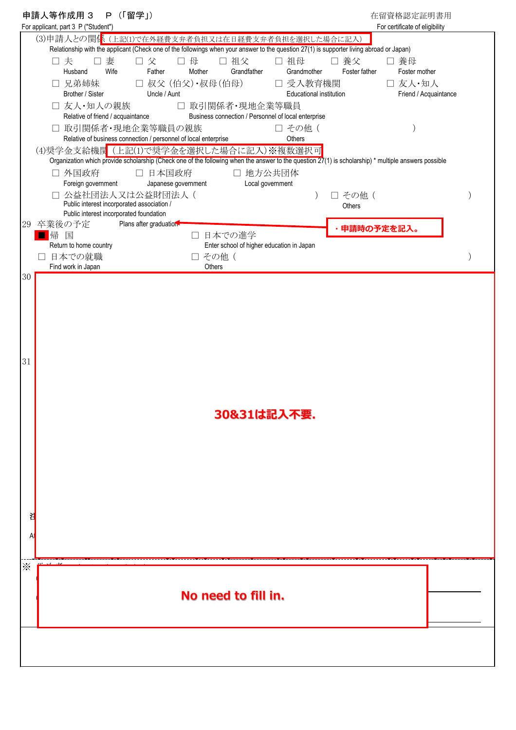申請人等作成用３　Ｐ（「留学」）
For applicant, part 3 P ("Student")

在留資格認定証明書用
For certificate of eligibility

(3)申請人との関係（上記(1)で在外経費支弁者負担又は在日経費支弁者負担を選択した場合に記入）
Relationship with the applicant (Check one of the followings when your answer to the question 27(1) is supporter living abroad or Japan)

☐ 夫 Husband　☐ 妻 Wife　☐ 父 Father　☐ 母 Mother　☐ 祖父 Grandfather　☐ 祖母 Grandmother　☐ 養父 Foster father　☐ 養母 Foster mother

☐ 兄弟姉妹 Brother / Sister　☐ 叔父（伯父）・叔母（伯母） Uncle / Aunt　☐ 受入教育機関 Educational institution　☐ 友人・知人 Friend / Acquaintance

☐ 友人・知人の親族 Relative of friend / acquaintance　☐ 取引関係者・現地企業等職員 Business connection / Personnel of local enterprise

☐ 取引関係者・現地企業等職員の親族 Relative of business connection / personnel of local enterprise　☐ その他（　　　　） Others

(4)奨学金支給機関（上記(1)で奨学金を選択した場合に記入）※複数選択可
Organization which provide scholarship (Check one of the following when the answer to the question 27(1) is scholarship) * multiple answers possible

☐ 外国政府 Foreign government　☐ 日本国政府 Japanese government　☐ 地方公共団体 Local government

☐ 公益社団法人又は公益財団法人（　　　　） Public interest incorporated association / Public interest incorporated foundation　☐ その他（　　　　） Others

29 卒業後の予定 Plans after graduation

・申請時の予定を記入。

■ 帰国 Return to home country　☐ 日本での進学 Enter school of higher education in Japan

☐ 日本での就職 Find work in Japan　☐ その他（　　　　） Others

30

31

30&31は記入不要.

※

No need to fill in.